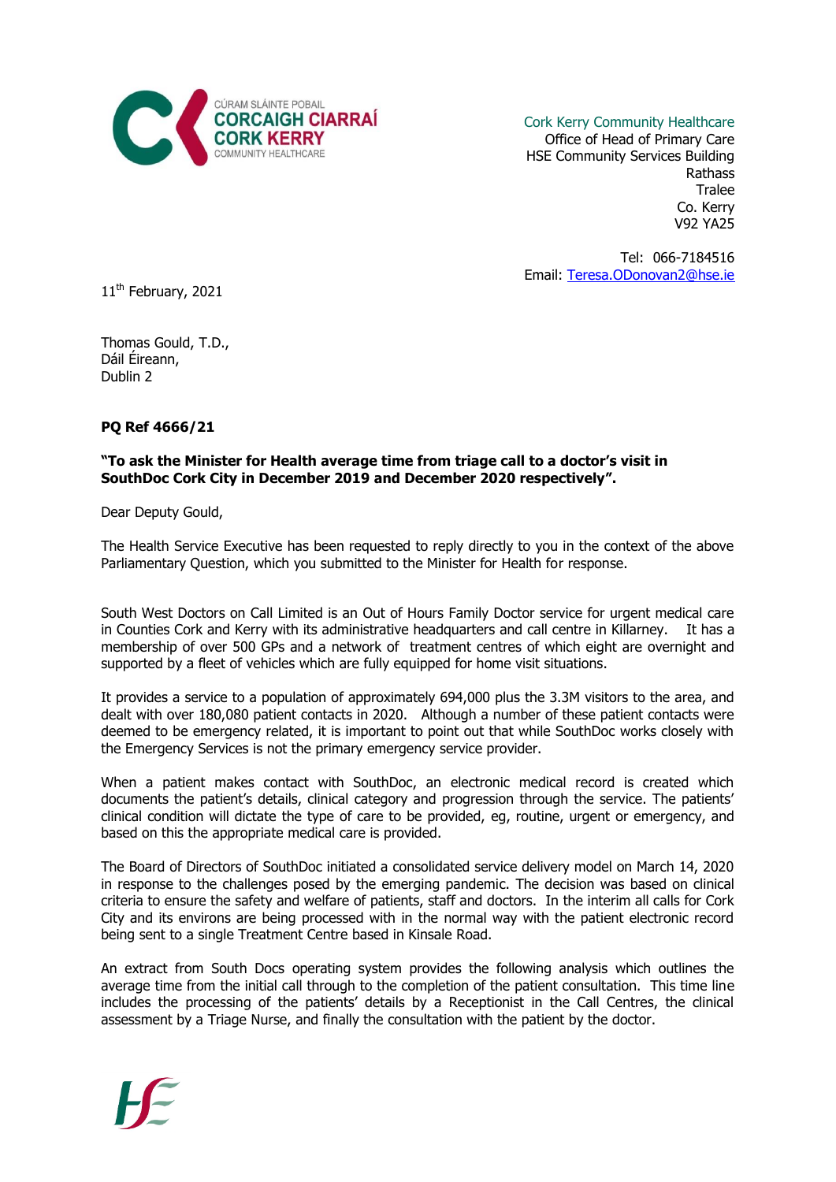CÚRAM SLÁINTE POBAIL
CORCAIGH CIARRAÍ
CORK KERRY
COMMUNITY HEALTHCARE

Cork Kerry Community Healthcare
Office of Head of Primary Care
HSE Community Services Building
Rathass
Tralee
Co. Kerry
V92 YA25

Tel: 066-7184516
Email: Teresa.ODonovan2@hse.ie

11th February, 2021

Thomas Gould, T.D.,
Dáil Éireann,
Dublin 2

**PQ Ref 4666/21**

**"To ask the Minister for Health average time from triage call to a doctor's visit in SouthDoc Cork City in December 2019 and December 2020 respectively".**

Dear Deputy Gould,

The Health Service Executive has been requested to reply directly to you in the context of the above Parliamentary Question, which you submitted to the Minister for Health for response.

South West Doctors on Call Limited is an Out of Hours Family Doctor service for urgent medical care in Counties Cork and Kerry with its administrative headquarters and call centre in Killarney. It has a membership of over 500 GPs and a network of treatment centres of which eight are overnight and supported by a fleet of vehicles which are fully equipped for home visit situations.

It provides a service to a population of approximately 694,000 plus the 3.3M visitors to the area, and dealt with over 180,080 patient contacts in 2020. Although a number of these patient contacts were deemed to be emergency related, it is important to point out that while SouthDoc works closely with the Emergency Services is not the primary emergency service provider.

When a patient makes contact with SouthDoc, an electronic medical record is created which documents the patient's details, clinical category and progression through the service. The patients' clinical condition will dictate the type of care to be provided, eg, routine, urgent or emergency, and based on this the appropriate medical care is provided.

The Board of Directors of SouthDoc initiated a consolidated service delivery model on March 14, 2020 in response to the challenges posed by the emerging pandemic. The decision was based on clinical criteria to ensure the safety and welfare of patients, staff and doctors. In the interim all calls for Cork City and its environs are being processed with in the normal way with the patient electronic record being sent to a single Treatment Centre based in Kinsale Road.

An extract from South Docs operating system provides the following analysis which outlines the average time from the initial call through to the completion of the patient consultation. This time line includes the processing of the patients' details by a Receptionist in the Call Centres, the clinical assessment by a Triage Nurse, and finally the consultation with the patient by the doctor.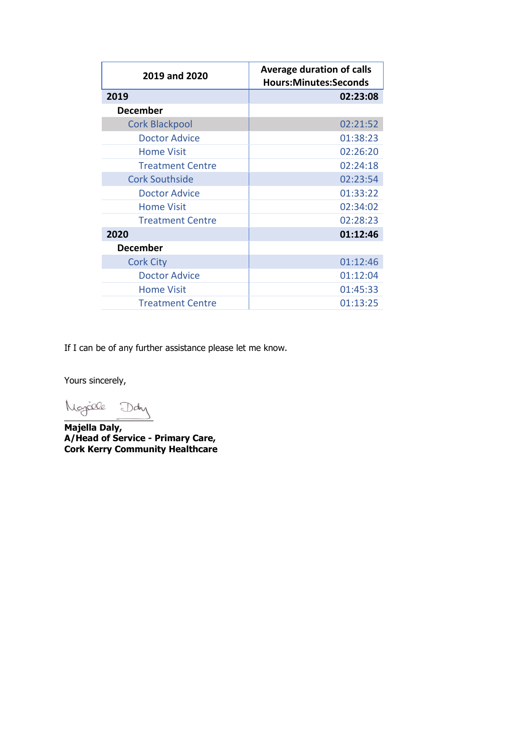| 2019 and 2020 | Average duration of calls Hours:Minutes:Seconds |
|---|---|
| **2019** | **02:23:08** |
| **December** | |
| Cork Blackpool | 02:21:52 |
| Doctor Advice | 01:38:23 |
| Home Visit | 02:26:20 |
| Treatment Centre | 02:24:18 |
| Cork Southside | 02:23:54 |
| Doctor Advice | 01:33:22 |
| Home Visit | 02:34:02 |
| Treatment Centre | 02:28:23 |
| **2020** | **01:12:46** |
| **December** | |
| Cork City | 01:12:46 |
| Doctor Advice | 01:12:04 |
| Home Visit | 01:45:33 |
| Treatment Centre | 01:13:25 |

If I can be of any further assistance please let me know.

Yours sincerely,

**Majella Daly,**
**A/Head of Service - Primary Care,**
**Cork Kerry Community Healthcare**